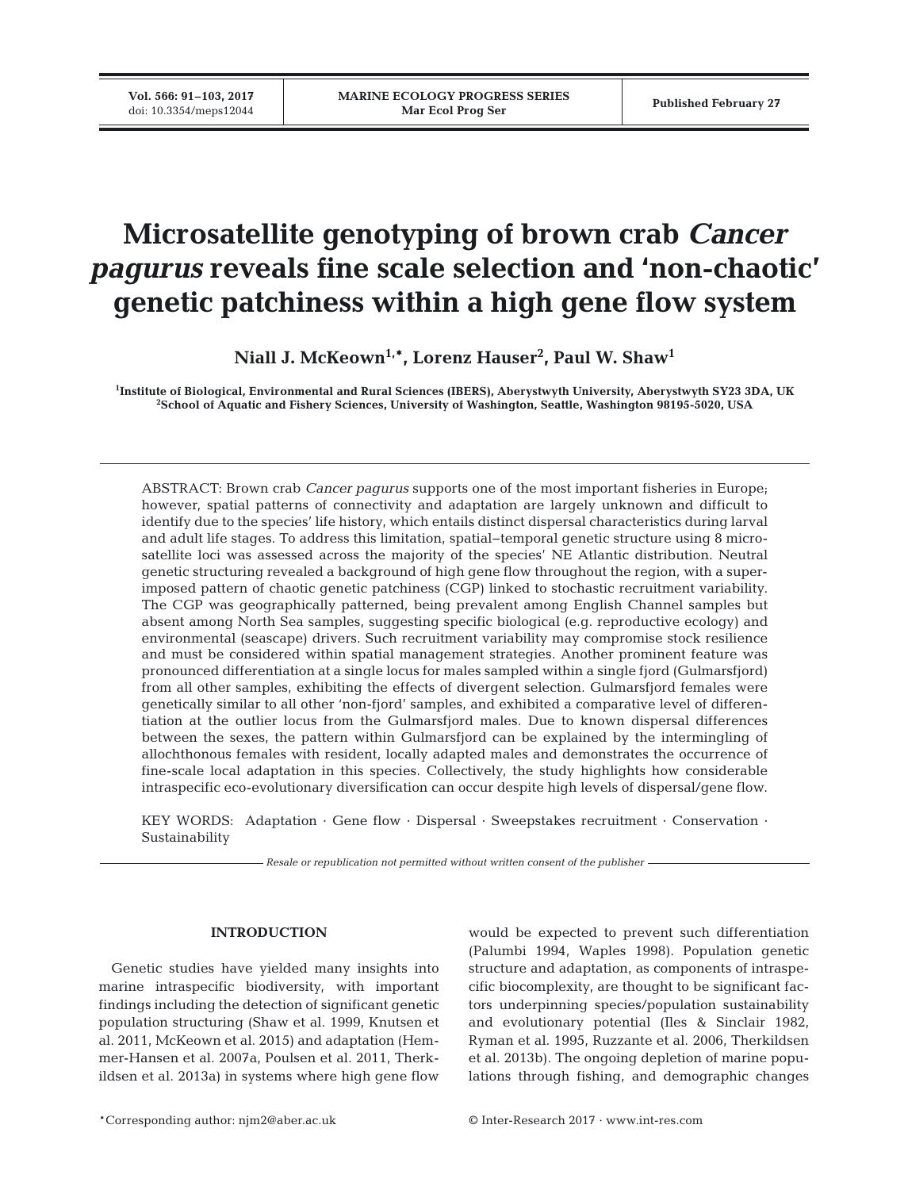# Microsatellite genotyping of brown crab *Cancer pagurus* reveals fine scale selection and 'non-chaotic' genetic patchiness within a high gene flow system

**Niall J. McKeown[1,*], Lorenz Hauser[2], Paul W. Shaw[1]**

[1]Institute of Biological, Environmental and Rural Sciences (IBERS), Aberystwyth University, Aberystwyth SY23 3DA, UK
[2]School of Aquatic and Fishery Sciences, University of Washington, Seattle, Washington 98195-5020, USA

ABSTRACT: Brown crab *Cancer pagurus* supports one of the most important fisheries in Europe; however, spatial patterns of connectivity and adaptation are largely unknown and difficult to identify due to the species' life history, which entails distinct dispersal characteristics during larval and adult life stages. To address this limitation, spatial–temporal genetic structure using 8 microsatellite loci was assessed across the majority of the species' NE Atlantic distribution. Neutral genetic structuring revealed a background of high gene flow throughout the region, with a superimposed pattern of chaotic genetic patchiness (CGP) linked to stochastic recruitment variability. The CGP was geographically patterned, being prevalent among English Channel samples but absent among North Sea samples, suggesting specific biological (e.g. reproductive ecology) and environmental (seascape) drivers. Such recruitment variability may compromise stock resilience and must be considered within spatial management strategies. Another prominent feature was pronounced differentiation at a single locus for males sampled within a single fjord (Gulmarsfjord) from all other samples, exhibiting the effects of divergent selection. Gulmarsfjord females were genetically similar to all other 'non-fjord' samples, and exhibited a comparative level of differentiation at the outlier locus from the Gulmarsfjord males. Due to known dispersal differences between the sexes, the pattern within Gulmarsfjord can be explained by the intermingling of allochthonous females with resident, locally adapted males and demonstrates the occurrence of fine-scale local adaptation in this species. Collectively, the study highlights how considerable intraspecific eco-evolutionary diversification can occur despite high levels of dispersal/gene flow.

KEY WORDS: Adaptation · Gene flow · Dispersal · Sweepstakes recruitment · Conservation · Sustainability

*Resale or republication not permitted without written consent of the publisher*

## INTRODUCTION

Genetic studies have yielded many insights into marine intraspecific biodiversity, with important findings including the detection of significant genetic population structuring (Shaw et al. 1999, Knutsen et al. 2011, McKeown et al. 2015) and adaptation (Hemmer-Hansen et al. 2007a, Poulsen et al. 2011, Therkildsen et al. 2013a) in systems where high gene flow would be expected to prevent such differentiation (Palumbi 1994, Waples 1998). Population genetic structure and adaptation, as components of intraspecific biocomplexity, are thought to be significant factors underpinning species/population sustainability and evolutionary potential (Iles & Sinclair 1982, Ryman et al. 1995, Ruzzante et al. 2006, Therkildsen et al. 2013b). The ongoing depletion of marine populations through fishing, and demographic changes

*Corresponding author: njm2@aber.ac.uk

© Inter-Research 2017 · www.int-res.com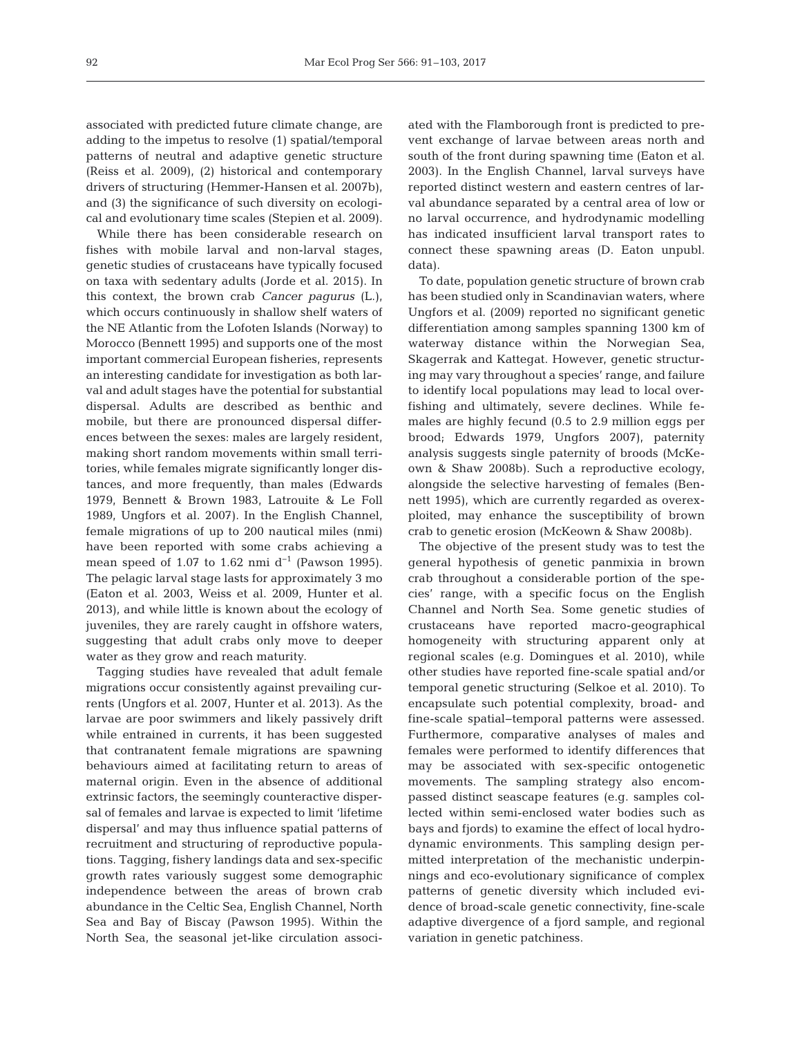associated with predicted future climate change, are adding to the impetus to resolve (1) spatial/temporal patterns of neutral and adaptive genetic structure (Reiss et al. 2009), (2) historical and contemporary drivers of structuring (Hemmer-Hansen et al. 2007b), and (3) the significance of such diversity on ecological and evolutionary time scales (Stepien et al. 2009).

While there has been considerable research on fishes with mobile larval and non-larval stages, genetic studies of crustaceans have typically focused on taxa with sedentary adults (Jorde et al. 2015). In this context, the brown crab *Cancer pagurus* (L.), which occurs continuously in shallow shelf waters of the NE Atlantic from the Lofoten Islands (Norway) to Morocco (Bennett 1995) and supports one of the most important commercial European fisheries, represents an interesting candidate for investigation as both larval and adult stages have the potential for substantial dispersal. Adults are described as benthic and mobile, but there are pronounced dispersal differences between the sexes: males are largely resident, making short random movements within small territories, while females migrate significantly longer distances, and more frequently, than males (Edwards 1979, Bennett & Brown 1983, Latrouite & Le Foll 1989, Ungfors et al. 2007). In the English Channel, female migrations of up to 200 nautical miles (nmi) have been reported with some crabs achieving a mean speed of 1.07 to 1.62 nmi $d^{-1}$ (Pawson 1995). The pelagic larval stage lasts for approximately 3 mo (Eaton et al. 2003, Weiss et al. 2009, Hunter et al. 2013), and while little is known about the ecology of juveniles, they are rarely caught in offshore waters, suggesting that adult crabs only move to deeper water as they grow and reach maturity.

Tagging studies have revealed that adult female migrations occur consistently against prevailing currents (Ungfors et al. 2007, Hunter et al. 2013). As the larvae are poor swimmers and likely passively drift while entrained in currents, it has been suggested that contranatent female migrations are spawning behaviours aimed at facilitating return to areas of maternal origin. Even in the absence of additional extrinsic factors, the seemingly counteractive dispersal of females and larvae is expected to limit 'lifetime dispersal' and may thus influence spatial patterns of recruitment and structuring of reproductive populations. Tagging, fishery landings data and sex-specific growth rates variously suggest some demographic independence between the areas of brown crab abundance in the Celtic Sea, English Channel, North Sea and Bay of Biscay (Pawson 1995). Within the North Sea, the seasonal jet-like circulation associated with the Flamborough front is predicted to prevent exchange of larvae between areas north and south of the front during spawning time (Eaton et al. 2003). In the English Channel, larval surveys have reported distinct western and eastern centres of larval abundance separated by a central area of low or no larval occurrence, and hydrodynamic modelling has indicated insufficient larval transport rates to connect these spawning areas (D. Eaton unpubl. data).

To date, population genetic structure of brown crab has been studied only in Scandinavian waters, where Ungfors et al. (2009) reported no significant genetic differentiation among samples spanning 1300 km of waterway distance within the Norwegian Sea, Skagerrak and Kattegat. However, genetic structuring may vary throughout a species' range, and failure to identify local populations may lead to local overfishing and ultimately, severe declines. While females are highly fecund (0.5 to 2.9 million eggs per brood; Edwards 1979, Ungfors 2007), paternity analysis suggests single paternity of broods (McKeown & Shaw 2008b). Such a reproductive ecology, alongside the selective harvesting of females (Bennett 1995), which are currently regarded as overexploited, may enhance the susceptibility of brown crab to genetic erosion (McKeown & Shaw 2008b).

The objective of the present study was to test the general hypothesis of genetic panmixia in brown crab throughout a considerable portion of the species' range, with a specific focus on the English Channel and North Sea. Some genetic studies of crustaceans have reported macro-geographical homogeneity with structuring apparent only at regional scales (e.g. Domingues et al. 2010), while other studies have reported fine-scale spatial and/or temporal genetic structuring (Selkoe et al. 2010). To encapsulate such potential complexity, broad- and fine-scale spatial–temporal patterns were assessed. Furthermore, comparative analyses of males and females were performed to identify differences that may be associated with sex-specific ontogenetic movements. The sampling strategy also encompassed distinct seascape features (e.g. samples collected within semi-enclosed water bodies such as bays and fjords) to examine the effect of local hydrodynamic environments. This sampling design permitted interpretation of the mechanistic underpinnings and eco-evolutionary significance of complex patterns of genetic diversity which included evidence of broad-scale genetic connectivity, fine-scale adaptive divergence of a fjord sample, and regional variation in genetic patchiness.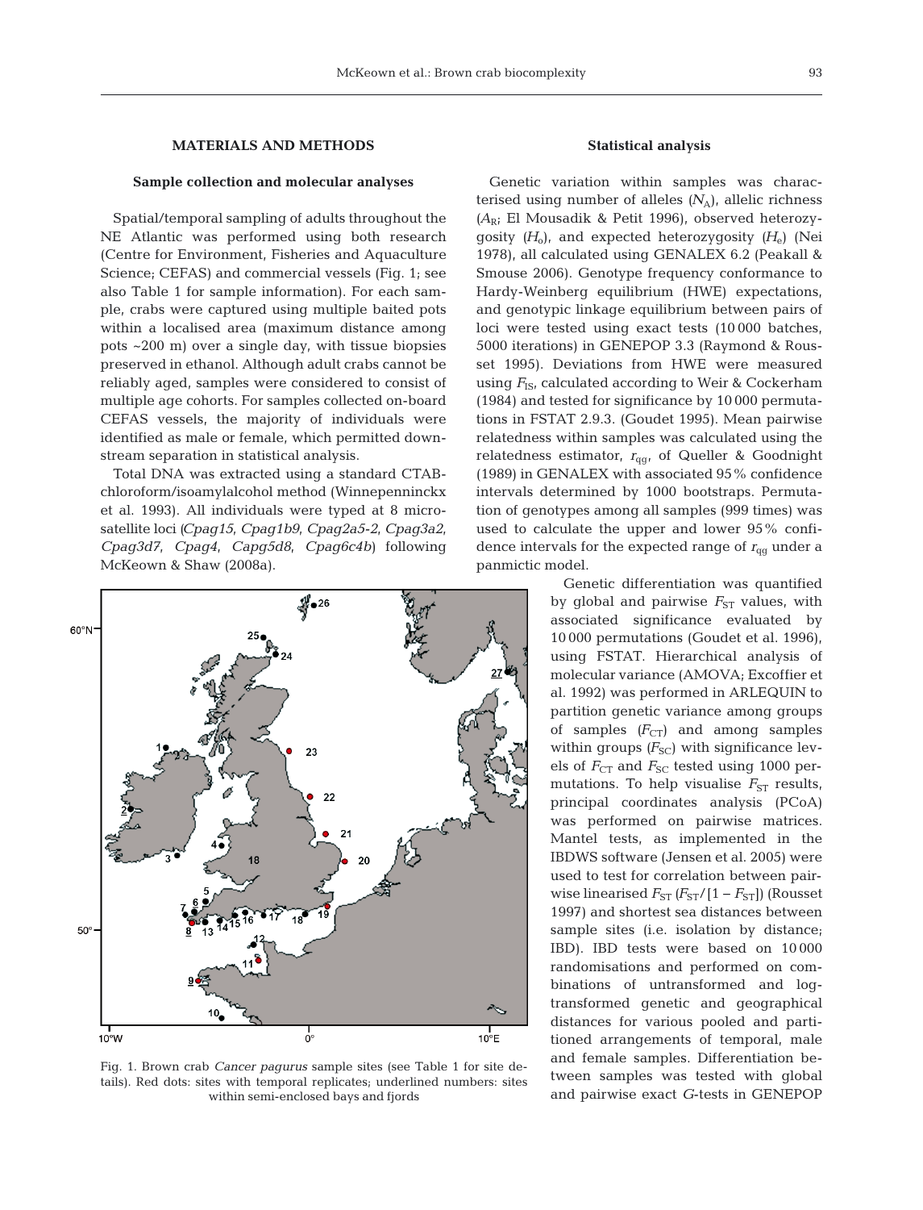## MATERIALS AND METHODS

### Sample collection and molecular analyses

Spatial/temporal sampling of adults throughout the NE Atlantic was performed using both research (Centre for Environment, Fisheries and Aquaculture Science; CEFAS) and commercial vessels (Fig. 1; see also Table 1 for sample information). For each sample, crabs were captured using multiple baited pots within a localised area (maximum distance among pots ~200 m) over a single day, with tissue biopsies preserved in ethanol. Although adult crabs cannot be reliably aged, samples were considered to consist of multiple age cohorts. For samples collected on-board CEFAS vessels, the majority of individuals were identified as male or female, which permitted downstream separation in statistical analysis.

Total DNA was extracted using a standard CTAB-chloroform/isoamylalcohol method (Winnepenninckx et al. 1993). All individuals were typed at 8 microsatellite loci (*Cpag15*, *Cpag1b9*, *Cpag2a5-2*, *Cpag3a2*, *Cpag3d7*, *Cpag4*, *Capg5d8*, *Cpag6c4b*) following McKeown & Shaw (2008a).

Fig. 1. Brown crab *Cancer pagurus* sample sites (see Table 1 for site details). Red dots: sites with temporal replicates; underlined numbers: sites within semi-enclosed bays and fjords

### Statistical analysis

Genetic variation within samples was characterised using number of alleles ($N_A$), allelic richness ($A_R$; El Mousadik & Petit 1996), observed heterozygosity ($H_o$), and expected heterozygosity ($H_e$) (Nei 1978), all calculated using GENALEX 6.2 (Peakall & Smouse 2006). Genotype frequency conformance to Hardy-Weinberg equilibrium (HWE) expectations, and genotypic linkage equilibrium between pairs of loci were tested using exact tests (10 000 batches, 5000 iterations) in GENEPOP 3.3 (Raymond & Rousset 1995). Deviations from HWE were measured using $F_{IS}$, calculated according to Weir & Cockerham (1984) and tested for significance by 10 000 permutations in FSTAT 2.9.3. (Goudet 1995). Mean pairwise relatedness within samples was calculated using the relatedness estimator, $r_{qg}$, of Queller & Goodnight (1989) in GENALEX with associated 95% confidence intervals determined by 1000 bootstraps. Permutation of genotypes among all samples (999 times) was used to calculate the upper and lower 95% confidence intervals for the expected range of $r_{qg}$ under a panmictic model.

Genetic differentiation was quantified by global and pairwise $F_{ST}$ values, with associated significance evaluated by 10 000 permutations (Goudet et al. 1996), using FSTAT. Hierarchical analysis of molecular variance (AMOVA; Excoffier et al. 1992) was performed in ARLEQUIN to partition genetic variance among groups of samples ($F_{CT}$) and among samples within groups ($F_{SC}$) with significance levels of $F_{CT}$ and $F_{SC}$ tested using 1000 permutations. To help visualise $F_{ST}$ results, principal coordinates analysis (PCoA) was performed on pairwise matrices. Mantel tests, as implemented in the IBDWS software (Jensen et al. 2005) were used to test for correlation between pairwise linearised $F_{ST}$ ($F_{ST}/[1 - F_{ST}]$) (Rousset 1997) and shortest sea distances between sample sites (i.e. isolation by distance; IBD). IBD tests were based on 10 000 randomisations and performed on combinations of untransformed and log-transformed genetic and geographical distances for various pooled and partitioned arrangements of temporal, male and female samples. Differentiation between samples was tested with global and pairwise exact *G*-tests in GENEPOP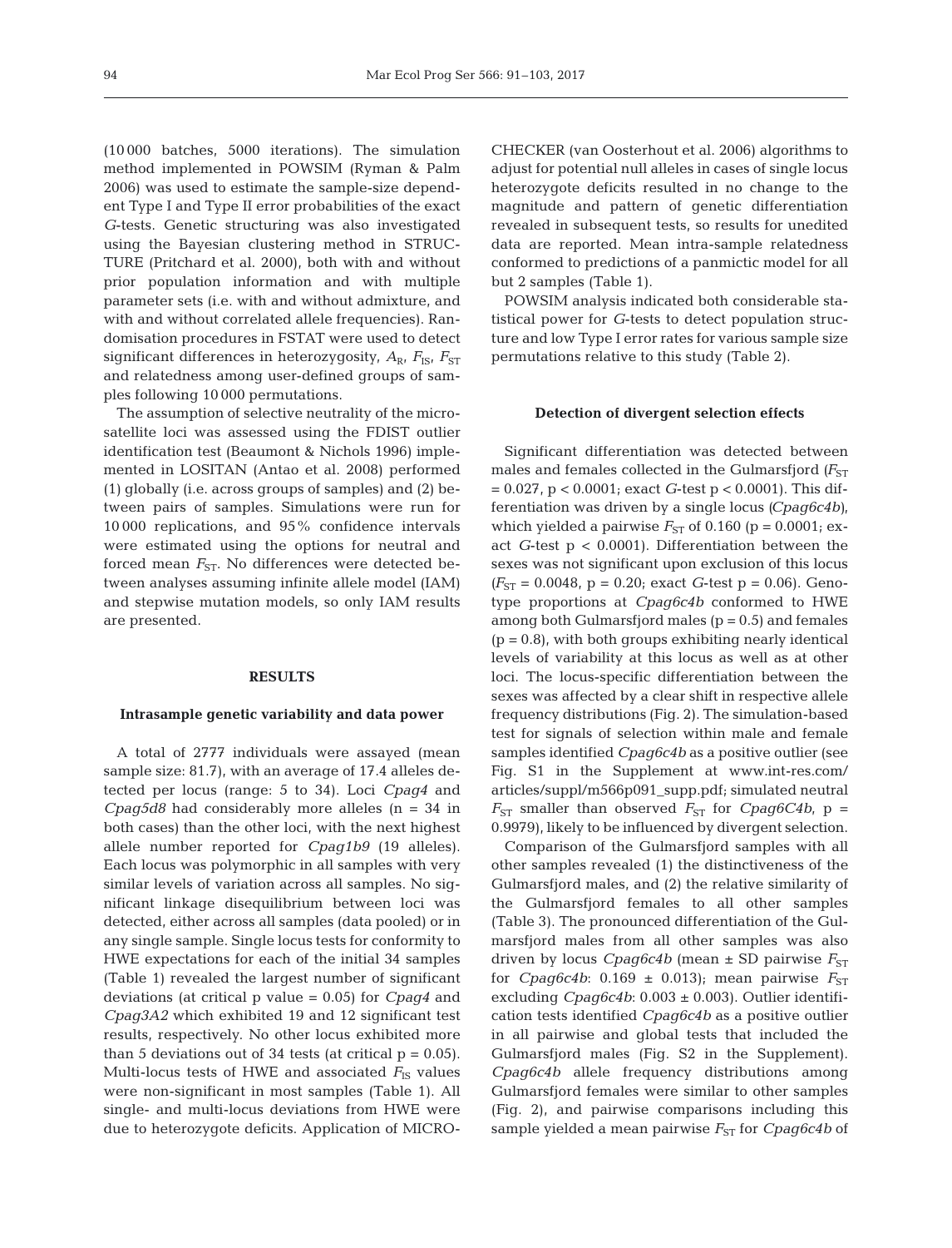(10 000 batches, 5000 iterations). The simulation method implemented in POWSIM (Ryman & Palm 2006) was used to estimate the sample-size dependent Type I and Type II error probabilities of the exact *G*-tests. Genetic structuring was also investigated using the Bayesian clustering method in STRUCTURE (Pritchard et al. 2000), both with and without prior population information and with multiple parameter sets (i.e. with and without admixture, and with and without correlated allele frequencies). Randomisation procedures in FSTAT were used to detect significant differences in heterozygosity, $A_R$, $F_{IS}$, $F_{ST}$ and relatedness among user-defined groups of samples following 10 000 permutations.

The assumption of selective neutrality of the microsatellite loci was assessed using the FDIST outlier identification test (Beaumont & Nichols 1996) implemented in LOSITAN (Antao et al. 2008) performed (1) globally (i.e. across groups of samples) and (2) between pairs of samples. Simulations were run for 10 000 replications, and 95% confidence intervals were estimated using the options for neutral and forced mean $F_{ST}$. No differences were detected between analyses assuming infinite allele model (IAM) and stepwise mutation models, so only IAM results are presented.

## RESULTS

### Intrasample genetic variability and data power

A total of 2777 individuals were assayed (mean sample size: 81.7), with an average of 17.4 alleles detected per locus (range: 5 to 34). Loci *Cpag4* and *Cpag5d8* had considerably more alleles (n = 34 in both cases) than the other loci, with the next highest allele number reported for *Cpag1b9* (19 alleles). Each locus was polymorphic in all samples with very similar levels of variation across all samples. No significant linkage disequilibrium between loci was detected, either across all samples (data pooled) or in any single sample. Single locus tests for conformity to HWE expectations for each of the initial 34 samples (Table 1) revealed the largest number of significant deviations (at critical p value = 0.05) for *Cpag4* and *Cpag3A2* which exhibited 19 and 12 significant test results, respectively. No other locus exhibited more than 5 deviations out of 34 tests (at critical p = 0.05). Multi-locus tests of HWE and associated $F_{IS}$ values were non-significant in most samples (Table 1). All single- and multi-locus deviations from HWE were due to heterozygote deficits. Application of MICRO-CHECKER (van Oosterhout et al. 2006) algorithms to adjust for potential null alleles in cases of single locus heterozygote deficits resulted in no change to the magnitude and pattern of genetic differentiation revealed in subsequent tests, so results for unedited data are reported. Mean intra-sample relatedness conformed to predictions of a panmictic model for all but 2 samples (Table 1).

POWSIM analysis indicated both considerable statistical power for *G*-tests to detect population structure and low Type I error rates for various sample size permutations relative to this study (Table 2).

### Detection of divergent selection effects

Significant differentiation was detected between males and females collected in the Gulmarsfjord ($F_{ST}$ = 0.027, p < 0.0001; exact *G*-test p < 0.0001). This differentiation was driven by a single locus (*Cpag6c4b*), which yielded a pairwise $F_{ST}$ of 0.160 (p = 0.0001; exact *G*-test p < 0.0001). Differentiation between the sexes was not significant upon exclusion of this locus ($F_{ST}$ = 0.0048, p = 0.20; exact *G*-test p = 0.06). Genotype proportions at *Cpag6c4b* conformed to HWE among both Gulmarsfjord males (p = 0.5) and females (p = 0.8), with both groups exhibiting nearly identical levels of variability at this locus as well as at other loci. The locus-specific differentiation between the sexes was affected by a clear shift in respective allele frequency distributions (Fig. 2). The simulation-based test for signals of selection within male and female samples identified *Cpag6c4b* as a positive outlier (see Fig. S1 in the Supplement at www.int-res.com/articles/suppl/m566p091_supp.pdf; simulated neutral $F_{ST}$ smaller than observed $F_{ST}$ for *Cpag6C4b*, p = 0.9979), likely to be influenced by divergent selection.

Comparison of the Gulmarsfjord samples with all other samples revealed (1) the distinctiveness of the Gulmarsfjord males, and (2) the relative similarity of the Gulmarsfjord females to all other samples (Table 3). The pronounced differentiation of the Gulmarsfjord males from all other samples was also driven by locus *Cpag6c4b* (mean ± SD pairwise $F_{ST}$ for *Cpag6c4b*: 0.169 ± 0.013); mean pairwise $F_{ST}$ excluding *Cpag6c4b*: 0.003 ± 0.003). Outlier identification tests identified *Cpag6c4b* as a positive outlier in all pairwise and global tests that included the Gulmarsfjord males (Fig. S2 in the Supplement). *Cpag6c4b* allele frequency distributions among Gulmarsfjord females were similar to other samples (Fig. 2), and pairwise comparisons including this sample yielded a mean pairwise $F_{ST}$ for *Cpag6c4b* of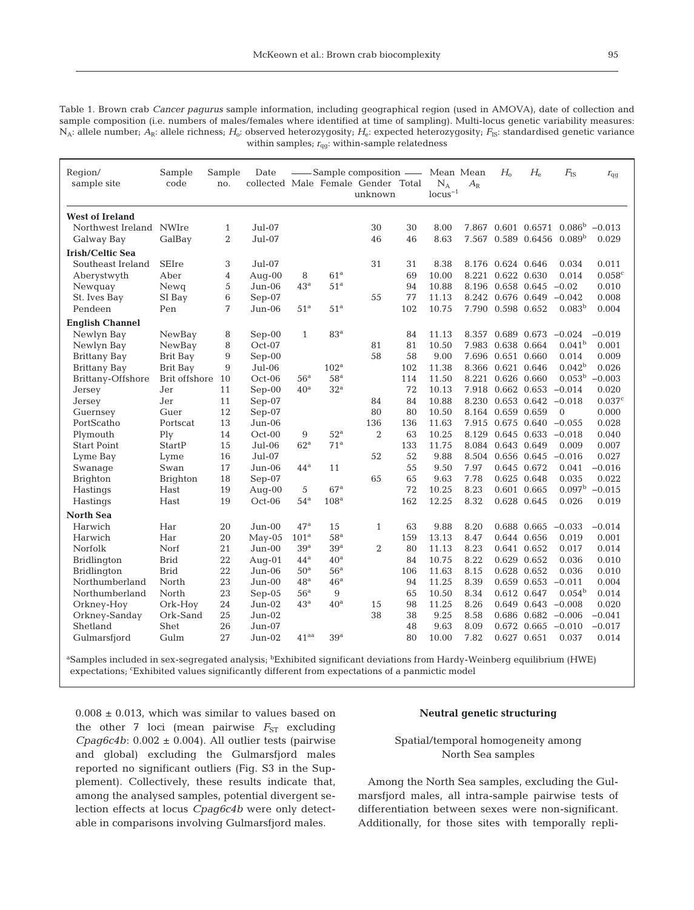Table 1. Brown crab *Cancer pagurus* sample information, including geographical region (used in AMOVA), date of collection and sample composition (i.e. numbers of males/females where identified at time of sampling). Multi-locus genetic variability measures: $N_A$: allele number; $A_R$: allele richness; $H_o$: observed heterozygosity; $H_e$: expected heterozygosity; $F_{IS}$: standardised genetic variance within samples; $r_{qg}$: within-sample relatedness

| Region/ sample site | Sample code | Sample no. | Date collected | Sample composition Male | Female | Gender unknown | Total | Mean $N_A$ $locus^{-1}$ | Mean $A_R$ | $H_o$ | $H_e$ | $F_{IS}$ | $r_{qg}$ |
|---|---|---|---|---|---|---|---|---|---|---|---|---|---|
| **West of Ireland** | | | | | | | | | | | | | |
| Northwest Ireland | NWIre | 1 | Jul-07 | | | 30 | 30 | 8.00 | 7.867 | 0.601 | 0.6571 | 0.086[b] | −0.013 |
| Galway Bay | GalBay | 2 | Jul-07 | | | 46 | 46 | 8.63 | 7.567 | 0.589 | 0.6456 | 0.089[b] | 0.029 |
| **Irish/Celtic Sea** | | | | | | | | | | | | | |
| Southeast Ireland | SEIre | 3 | Jul-07 | | | 31 | 31 | 8.38 | 8.176 | 0.624 | 0.646 | 0.034 | 0.011 |
| Aberystwyth | Aber | 4 | Aug-00 | 8 | 61[a] | | 69 | 10.00 | 8.221 | 0.622 | 0.630 | 0.014 | 0.058[c] |
| Newquay | Newq | 5 | Jun-06 | 43[a] | 51[a] | | 94 | 10.88 | 8.196 | 0.658 | 0.645 | −0.02 | 0.010 |
| St. Ives Bay | SI Bay | 6 | Sep-07 | | | 55 | 77 | 11.13 | 8.242 | 0.676 | 0.649 | −0.042 | 0.008 |
| Pendeen | Pen | 7 | Jun-06 | 51[a] | 51[a] | | 102 | 10.75 | 7.790 | 0.598 | 0.652 | 0.083[b] | 0.004 |
| **English Channel** | | | | | | | | | | | | | |
| Newlyn Bay | NewBay | 8 | Sep-00 | 1 | 83[a] | | 84 | 11.13 | 8.357 | 0.689 | 0.673 | −0.024 | −0.019 |
| Newlyn Bay | NewBay | 8 | Oct-07 | | | 81 | 81 | 10.50 | 7.983 | 0.638 | 0.664 | 0.041[b] | 0.001 |
| Brittany Bay | Brit Bay | 9 | Sep-00 | | | 58 | 58 | 9.00 | 7.696 | 0.651 | 0.660 | 0.014 | 0.009 |
| Brittany Bay | Brit Bay | 9 | Jul-06 | | 102[a] | | 102 | 11.38 | 8.366 | 0.621 | 0.646 | 0.042[b] | 0.026 |
| Brittany-Offshore | Brit offshore | 10 | Oct-06 | 56[a] | 58[a] | | 114 | 11.50 | 8.221 | 0.626 | 0.660 | 0.053[b] | −0.003 |
| Jersey | Jer | 11 | Sep-00 | 40[a] | 32[a] | | 72 | 10.13 | 7.918 | 0.662 | 0.653 | −0.014 | 0.020 |
| Jersey | Jer | 11 | Sep-07 | | | 84 | 84 | 10.88 | 8.230 | 0.653 | 0.642 | −0.018 | 0.037[c] |
| Guernsey | Guer | 12 | Sep-07 | | | 80 | 80 | 10.50 | 8.164 | 0.659 | 0.659 | 0 | 0.000 |
| PortScatho | Portscat | 13 | Jun-06 | | | 136 | 136 | 11.63 | 7.915 | 0.675 | 0.640 | −0.055 | 0.028 |
| Plymouth | Ply | 14 | Oct-00 | 9 | 52[a] | 2 | 63 | 10.25 | 8.129 | 0.645 | 0.633 | −0.018 | 0.040 |
| Start Point | StartP | 15 | Jul-06 | 62[a] | 71[a] | | 133 | 11.75 | 8.084 | 0.643 | 0.649 | 0.009 | 0.007 |
| Lyme Bay | Lyme | 16 | Jul-07 | | | 52 | 52 | 9.88 | 8.504 | 0.656 | 0.645 | −0.016 | 0.027 |
| Swanage | Swan | 17 | Jun-06 | 44[a] | 11 | | 55 | 9.50 | 7.97 | 0.645 | 0.672 | 0.041 | −0.016 |
| Brighton | Brighton | 18 | Sep-07 | | | 65 | 65 | 9.63 | 7.78 | 0.625 | 0.648 | 0.035 | 0.022 |
| Hastings | Hast | 19 | Aug-00 | 5 | 67[a] | | 72 | 10.25 | 8.23 | 0.601 | 0.665 | 0.097[b] | −0.015 |
| Hastings | Hast | 19 | Oct-06 | 54[a] | 108[a] | | 162 | 12.25 | 8.32 | 0.628 | 0.645 | 0.026 | 0.019 |
| **North Sea** | | | | | | | | | | | | | |
| Harwich | Har | 20 | Jun-00 | 47[a] | 15 | 1 | 63 | 9.88 | 8.20 | 0.688 | 0.665 | −0.033 | −0.014 |
| Harwich | Har | 20 | May-05 | 101[a] | 58[a] | | 159 | 13.13 | 8.47 | 0.644 | 0.656 | 0.019 | 0.001 |
| Norfolk | Norf | 21 | Jun-00 | 39[a] | 39[a] | 2 | 80 | 11.13 | 8.23 | 0.641 | 0.652 | 0.017 | 0.014 |
| Bridlington | Brid | 22 | Aug-01 | 44[a] | 40[a] | | 84 | 10.75 | 8.22 | 0.629 | 0.652 | 0.036 | 0.010 |
| Bridlington | Brid | 22 | Jun-06 | 50[a] | 56[a] | | 106 | 11.63 | 8.15 | 0.628 | 0.652 | 0.036 | 0.010 |
| Northumberland | North | 23 | Jun-00 | 48[a] | 46[a] | | 94 | 11.25 | 8.39 | 0.659 | 0.653 | −0.011 | 0.004 |
| Northumberland | North | 23 | Sep-05 | 56[a] | 9 | | 65 | 10.50 | 8.34 | 0.612 | 0.647 | 0.054[b] | 0.014 |
| Orkney-Hoy | Ork-Hoy | 24 | Jun-02 | 43[a] | 40[a] | 15 | 98 | 11.25 | 8.26 | 0.649 | 0.643 | −0.008 | 0.020 |
| Orkney-Sanday | Ork-Sand | 25 | Jun-02 | | | 38 | 38 | 9.25 | 8.58 | 0.686 | 0.682 | −0.006 | −0.041 |
| Shetland | Shet | 26 | Jun-07 | | | | 48 | 9.63 | 8.09 | 0.672 | 0.665 | −0.010 | −0.017 |
| Gulmarsfjord | Gulm | 27 | Jun-02 | 41[aa] | 39[a] | | 80 | 10.00 | 7.82 | 0.627 | 0.651 | 0.037 | 0.014 |

[a]Samples included in sex-segregated analysis; [b]Exhibited significant deviations from Hardy-Weinberg equilibrium (HWE) expectations; [c]Exhibited values significantly different from expectations of a panmictic model

$0.008 \pm 0.013$, which was similar to values based on the other 7 loci (mean pairwise $F_{ST}$ excluding *Cpag6c4b*: $0.002 \pm 0.004$). All outlier tests (pairwise and global) excluding the Gulmarsfjord males reported no significant outliers (Fig. S3 in the Supplement). Collectively, these results indicate that, among the analysed samples, potential divergent selection effects at locus *Cpag6c4b* were only detectable in comparisons involving Gulmarsfjord males.

### Neutral genetic structuring

#### Spatial/temporal homogeneity among North Sea samples

Among the North Sea samples, excluding the Gulmarsfjord males, all intra-sample pairwise tests of differentiation between sexes were non-significant. Additionally, for those sites with temporally repli-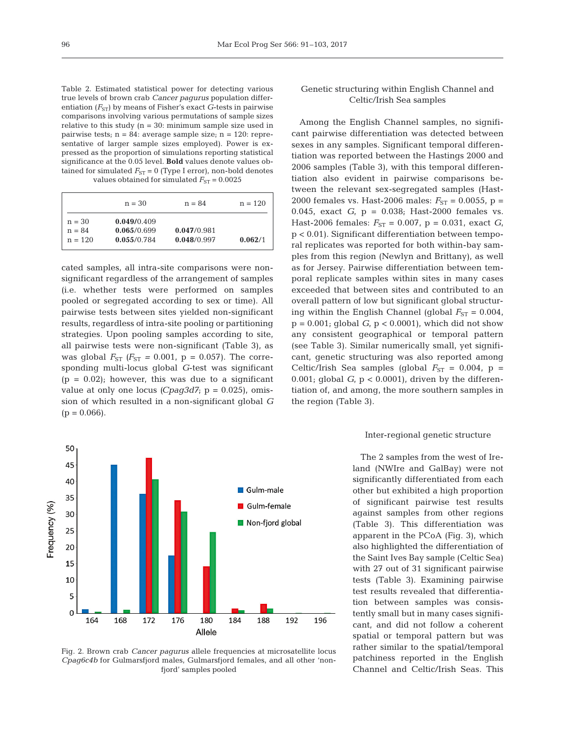Table 2. Estimated statistical power for detecting various true levels of brown crab *Cancer pagurus* population differentiation ($F_{ST}$) by means of Fisher's exact *G*-tests in pairwise comparisons involving various permutations of sample sizes relative to this study (n = 30: minimum sample size used in pairwise tests; n = 84: average sample size; n = 120: representative of larger sample sizes employed). Power is expressed as the proportion of simulations reporting statistical significance at the 0.05 level. **Bold** values denote values obtained for simulated $F_{ST}$ = 0 (Type I error), non-bold denotes values obtained for simulated $F_{ST}$ = 0.0025

| | n = 30 | n = 84 | n = 120 |
|---|---|---|---|
| n = 30 | **0.049**/0.409 | | |
| n = 84 | **0.065**/0.699 | **0.047**/0.981 | |
| n = 120 | **0.055**/0.784 | **0.048**/0.997 | **0.062**/1 |

cated samples, all intra-site comparisons were non-significant regardless of the arrangement of samples (i.e. whether tests were performed on samples pooled or segregated according to sex or time). All pairwise tests between sites yielded non-significant results, regardless of intra-site pooling or partitioning strategies. Upon pooling samples according to site, all pairwise tests were non-significant (Table 3), as was global $F_{ST}$ ($F_{ST}$ = 0.001, p = 0.057). The corresponding multi-locus global *G*-test was significant (p = 0.02); however, this was due to a significant value at only one locus (*Cpag3d7*; p = 0.025), omission of which resulted in a non-significant global *G* (p = 0.066).

Fig. 2. Brown crab *Cancer pagurus* allele frequencies at microsatellite locus *Cpag6c4b* for Gulmarsfjord males, Gulmarsfjord females, and all other 'non-fjord' samples pooled

### Genetic structuring within English Channel and Celtic/Irish Sea samples

Among the English Channel samples, no significant pairwise differentiation was detected between sexes in any samples. Significant temporal differentiation was reported between the Hastings 2000 and 2006 samples (Table 3), with this temporal differentiation also evident in pairwise comparisons between the relevant sex-segregated samples (Hast-2000 females vs. Hast-2006 males: $F_{ST}$ = 0.0055, p = 0.045, exact *G*, p = 0.038; Hast-2000 females vs. Hast-2006 females: $F_{ST}$ = 0.007, p = 0.031, exact *G*, p < 0.01). Significant differentiation between temporal replicates was reported for both within-bay samples from this region (Newlyn and Brittany), as well as for Jersey. Pairwise differentiation between temporal replicate samples within sites in many cases exceeded that between sites and contributed to an overall pattern of low but significant global structuring within the English Channel (global $F_{ST}$ = 0.004, p = 0.001; global *G*, p < 0.0001), which did not show any consistent geographical or temporal pattern (see Table 3). Similar numerically small, yet significant, genetic structuring was also reported among Celtic/Irish Sea samples (global $F_{ST}$ = 0.004, p = 0.001; global *G*, p < 0.0001), driven by the differentiation of, and among, the more southern samples in the region (Table 3).

### Inter-regional genetic structure

The 2 samples from the west of Ireland (NWIre and GalBay) were not significantly differentiated from each other but exhibited a high proportion of significant pairwise test results against samples from other regions (Table 3). This differentiation was apparent in the PCoA (Fig. 3), which also highlighted the differentiation of the Saint Ives Bay sample (Celtic Sea) with 27 out of 31 significant pairwise tests (Table 3). Examining pairwise test results revealed that differentiation between samples was consistently small but in many cases significant, and did not follow a coherent spatial or temporal pattern but was rather similar to the spatial/temporal patchiness reported in the English Channel and Celtic/Irish Seas. This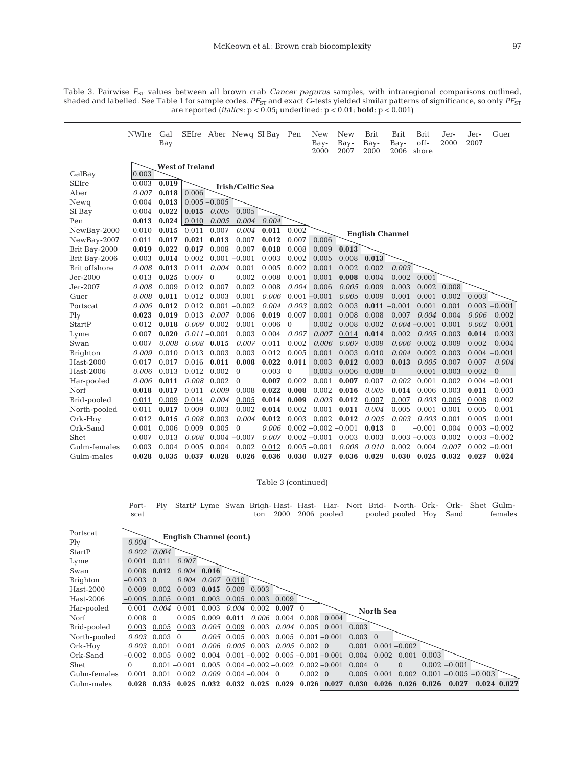Table 3. Pairwise $F_{ST}$ values between all brown crab *Cancer pagurus* samples, with intraregional comparisons outlined, shaded and labelled. See Table 1 for sample codes. $PF_{ST}$ and exact *G*-tests yielded similar patterns of significance, so only $PF_{ST}$ are reported (*italics*: $p < 0.05$; <u>underlined</u>: $p < 0.01$; **bold**: $p < 0.001$)

Intraregional groups: West of Ireland; Irish/Celtic Sea; English Channel; North Sea

| | NWIre | Gal Bay | SEIre | Aber | Newq | SI Bay | Pen | New Bay-2000 | New Bay-2007 | Brit Bay-2000 | Brit Bay-2006 | Brit off-shore | Jer-2000 | Jer-2007 | Guer |
|---|---|---|---|---|---|---|---|---|---|---|---|---|---|---|---|
| GalBay | 0.003 | | | | | | | | | | | | | | |
| SEIre | 0.003 | **0.019** | | | | | | | | | | | | | |
| Aber | *0.007* | **0.018** | 0.006 | | | | | | | | | | | | |
| Newq | 0.004 | **0.013** | 0.005 | −0.005 | | | | | | | | | | | |
| SI Bay | 0.004 | **0.022** | **0.015** | *0.005* | <u>0.005</u> | | | | | | | | | | |
| Pen | **0.013** | **0.024** | <u>0.010</u> | *0.005* | *0.004* | *0.004* | | | | | | | | | |
| NewBay-2000 | <u>0.010</u> | **0.015** | <u>0.011</u> | <u>0.007</u> | *0.004* | **0.011** | 0.002 | | | | | | | | |
| NewBay-2007 | <u>0.011</u> | **0.017** | **0.021** | **0.013** | <u>0.007</u> | **0.012** | <u>0.007</u> | <u>0.006</u> | | | | | | | |
| Brit Bay-2000 | **0.019** | **0.022** | **0.017** | <u>0.008</u> | <u>0.007</u> | **0.018** | <u>0.008</u> | <u>0.009</u> | **0.013** | | | | | | |
| Brit Bay-2006 | 0.003 | **0.014** | 0.002 | 0.001 | −0.001 | 0.003 | 0.002 | <u>0.005</u> | <u>0.008</u> | **0.013** | | | | | |
| Brit offshore | *0.008* | **0.013** | <u>0.011</u> | *0.004* | 0.001 | <u>0.005</u> | 0.002 | 0.001 | 0.002 | 0.002 | *0.003* | | | | |
| Jer-2000 | <u>0.013</u> | **0.025** | 0.007 | 0 | 0.002 | <u>0.008</u> | 0.001 | 0.001 | **0.008** | 0.004 | 0.002 | 0.001 | | | |
| Jer-2007 | *0.008* | <u>0.009</u> | <u>0.012</u> | <u>0.007</u> | 0.002 | <u>0.008</u> | *0.004* | <u>0.006</u> | *0.005* | <u>0.009</u> | 0.003 | 0.002 | <u>0.008</u> | | |
| Guer | *0.008* | **0.011** | <u>0.012</u> | 0.003 | 0.001 | *0.006* | 0.001 | −0.001 | *0.005* | <u>0.009</u> | 0.001 | 0.001 | 0.002 | 0.003 | |
| Portscat | *0.006* | **0.012** | <u>0.012</u> | 0.001 | −0.002 | *0.004* | *0.003* | 0.002 | 0.003 | **0.011** | −0.001 | 0.001 | 0.001 | 0.003 | −0.001 |
| Ply | **0.023** | **0.019** | <u>0.013</u> | *0.007* | <u>0.006</u> | **0.019** | <u>0.007</u> | 0.001 | <u>0.008</u> | <u>0.008</u> | <u>0.007</u> | *0.004* | 0.004 | *0.006* | 0.002 |
| StartP | <u>0.012</u> | **0.018** | *0.009* | 0.002 | 0.001 | <u>0.006</u> | 0 | 0.002 | <u>0.008</u> | 0.002 | *0.004* | −0.001 | 0.001 | *0.002* | 0.001 |
| Lyme | 0.007 | **0.020** | *0.011* | −0.001 | 0.003 | 0.004 | *0.007* | *0.007* | <u>0.014</u> | **0.014** | 0.002 | *0.005* | 0.003 | **0.014** | 0.003 |
| Swan | 0.007 | *0.008* | *0.008* | **0.015** | *0.007* | <u>0.011</u> | 0.002 | *0.006* | *0.007* | <u>0.009</u> | *0.006* | 0.002 | <u>0.009</u> | 0.002 | 0.004 |
| Brighton | *0.009* | <u>0.010</u> | <u>0.013</u> | 0.003 | 0.003 | <u>0.012</u> | 0.005 | 0.001 | 0.003 | <u>0.010</u> | *0.004* | 0.002 | 0.003 | 0.004 | −0.001 |
| Hast-2000 | <u>0.017</u> | <u>0.017</u> | <u>0.016</u> | **0.011** | **0.008** | **0.022** | **0.011** | 0.003 | **0.012** | 0.003 | **0.013** | *0.005* | <u>0.007</u> | <u>0.007</u> | *0.004* |
| Hast-2006 | *0.006* | <u>0.013</u> | <u>0.012</u> | 0.002 | 0 | 0.003 | 0 | 0.003 | 0.006 | 0.008 | 0 | 0.001 | 0.003 | 0.002 | 0 |
| Har-pooled | *0.006* | **0.011** | *0.008* | 0.002 | 0 | **0.007** | 0.002 | 0.001 | **0.007** | <u>0.007</u> | *0.002* | 0.001 | 0.002 | 0.004 | −0.001 |
| Norf | **0.018** | **0.017** | <u>0.011</u> | *0.009* | <u>0.008</u> | **0.022** | **0.008** | 0.002 | **0.016** | *0.005* | **0.014** | <u>0.006</u> | 0.003 | **0.011** | 0.003 |
| Brid-pooled | <u>0.011</u> | <u>0.009</u> | <u>0.014</u> | *0.004* | <u>0.005</u> | **0.014** | **0.009** | *0.003* | **0.012** | <u>0.007</u> | <u>0.007</u> | *0.003* | <u>0.005</u> | <u>0.008</u> | 0.002 |
| North-pooled | <u>0.011</u> | **0.017** | <u>0.009</u> | 0.003 | 0.002 | **0.014** | 0.002 | 0.001 | **0.011** | *0.004* | <u>0.005</u> | 0.001 | 0.001 | <u>0.005</u> | 0.001 |
| Ork-Hoy | <u>0.012</u> | **0.015** | *0.008* | 0.003 | *0.004* | **0.012** | 0.003 | 0.002 | **0.012** | *0.005* | *0.003* | *0.003* | 0.001 | <u>0.005</u> | 0.001 |
| Ork-Sand | 0.001 | 0.006 | 0.009 | 0.005 | 0 | *0.006* | 0.002 | −0.002 | −0.001 | **0.013** | 0 | −0.001 | 0.004 | 0.003 | −0.002 |
| Shet | 0.007 | <u>0.013</u> | *0.008* | 0.004 | −0.007 | *0.007* | 0.002 | −0.001 | 0.003 | 0.003 | 0.003 | −0.003 | 0.002 | 0.003 | −0.002 |
| Gulm-females | 0.003 | 0.004 | 0.005 | 0.004 | 0.002 | <u>0.012</u> | 0.005 | −0.001 | *0.008* | *0.010* | 0.002 | 0.004 | *0.007* | 0.002 | −0.001 |
| Gulm-males | **0.028** | **0.035** | **0.037** | **0.028** | **0.026** | **0.036** | **0.030** | **0.027** | **0.036** | **0.029** | **0.030** | **0.025** | **0.032** | **0.027** | **0.024** |

Table 3 (continued)

Intraregional groups: English Channel (cont.); North Sea

| | Port-scat | Ply | StartP | Lyme | Swan | Brigh-ton | Hast-2000 | Hast-2006 | Har-pooled | Norf | Brid-pooled | North-pooled | Ork-Hoy | Ork-Sand | Shet | Gulm-females |
|---|---|---|---|---|---|---|---|---|---|---|---|---|---|---|---|---|
| Portscat | | | | | | | | | | | | | | | | |
| Ply | *0.004* | | | | | | | | | | | | | | | |
| StartP | *0.002* | *0.004* | | | | | | | | | | | | | | |
| Lyme | 0.001 | <u>0.011</u> | *0.007* | | | | | | | | | | | | | |
| Swan | <u>0.008</u> | **0.012** | *0.004* | **0.016** | | | | | | | | | | | | |
| Brighton | −0.003 | 0 | *0.004* | *0.007* | <u>0.010</u> | | | | | | | | | | | |
| Hast-2000 | <u>0.009</u> | 0.002 | 0.003 | **0.015** | <u>0.009</u> | 0.003 | | | | | | | | | | |
| Hast-2006 | −0.005 | 0.005 | 0.001 | 0.003 | 0.005 | 0.003 | 0.009 | | | | | | | | | |
| Har-pooled | 0.001 | *0.004* | 0.001 | 0.003 | *0.004* | 0.002 | **0.007** | 0 | | | | | | | | |
| Norf | <u>0.008</u> | 0 | <u>0.005</u> | <u>0.009</u> | **0.011** | *0.006* | 0.004 | 0.008 | 0.004 | | | | | | | |
| Brid-pooled | <u>0.003</u> | <u>0.005</u> | <u>0.003</u> | *0.005* | <u>0.009</u> | 0.003 | *0.004* | 0.005 | 0.001 | 0.003 | | | | | | |
| North-pooled | *0.003* | 0.003 | 0 | *0.005* | <u>0.005</u> | 0.003 | <u>0.005</u> | 0.001 | −0.001 | 0.003 | 0 | | | | | |
| Ork-Hoy | *0.003* | 0.001 | 0.001 | *0.006* | *0.005* | 0.003 | *0.005* | 0.002 | 0 | 0.001 | 0.001 | −0.002 | | | | |
| Ork-Sand | −0.002 | 0.005 | 0.002 | 0.004 | 0.001 | −0.002 | 0.005 | −0.001 | −0.001 | 0.004 | 0.002 | 0.001 | 0.003 | | | |
| Shet | 0 | 0.001 | −0.001 | 0.005 | 0.004 | −0.002 | −0.002 | 0.002 | −0.001 | 0.004 | 0 | 0 | 0.002 | −0.001 | | |
| Gulm-females | 0.001 | 0.001 | 0.002 | *0.009* | 0.004 | −0.004 | 0 | 0.002 | 0 | 0.005 | 0.001 | 0.002 | 0.001 | −0.005 | −0.003 | |
| Gulm-males | **0.028** | **0.035** | **0.025** | **0.032** | **0.032** | **0.025** | **0.029** | **0.026** | **0.027** | **0.030** | **0.026** | **0.026** | **0.026** | **0.027** | **0.024** | **0.027** |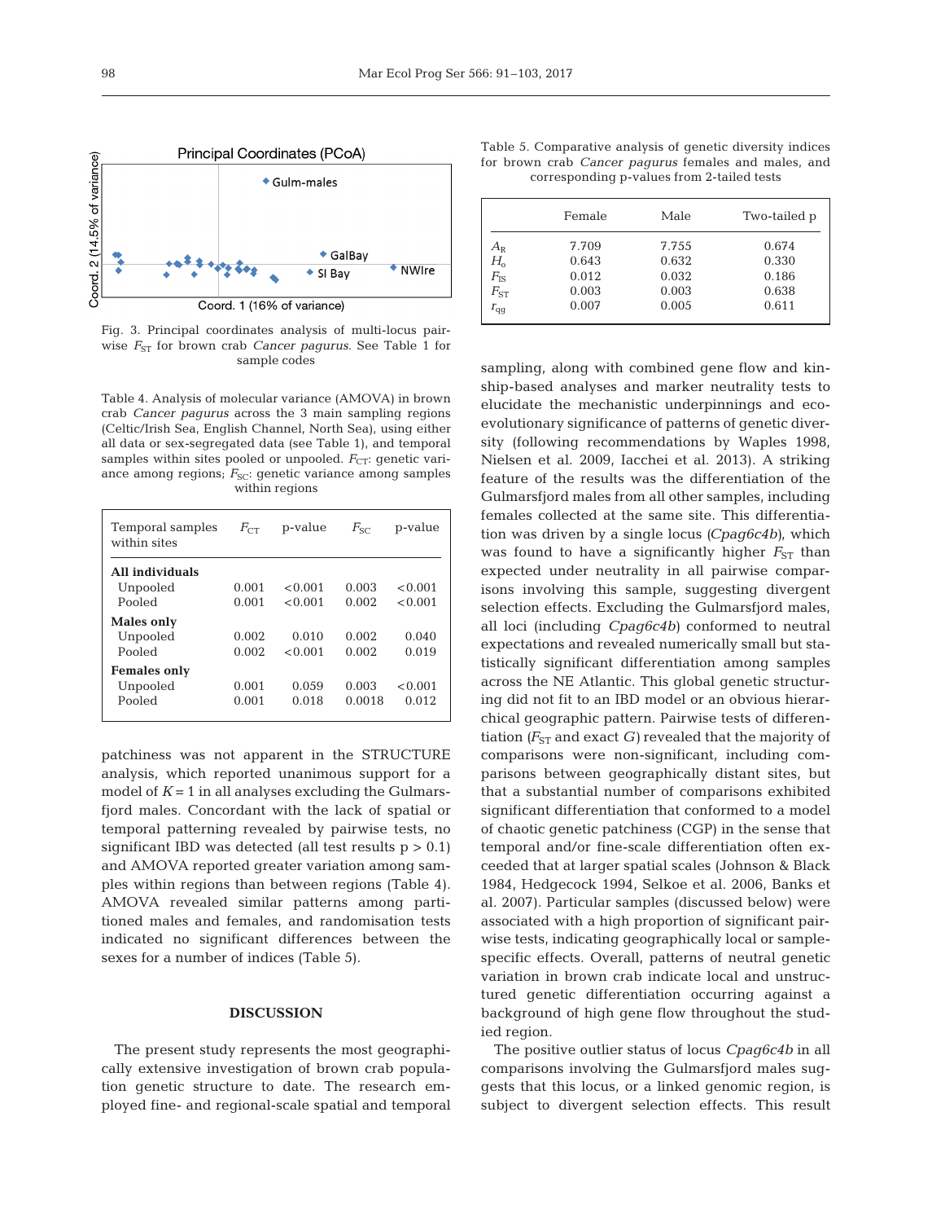Fig. 3. Principal coordinates analysis of multi-locus pairwise $F_{ST}$ for brown crab *Cancer pagurus*. See Table 1 for sample codes

Table 4. Analysis of molecular variance (AMOVA) in brown crab *Cancer pagurus* across the 3 main sampling regions (Celtic/Irish Sea, English Channel, North Sea), using either all data or sex-segregated data (see Table 1), and temporal samples within sites pooled or unpooled. $F_{CT}$: genetic variance among regions; $F_{SC}$: genetic variance among samples within regions

| Temporal samples within sites | $F_{CT}$ | p-value | $F_{SC}$ | p-value |
|---|---|---|---|---|
| **All individuals** | | | | |
| Unpooled | 0.001 | <0.001 | 0.003 | <0.001 |
| Pooled | 0.001 | <0.001 | 0.002 | <0.001 |
| **Males only** | | | | |
| Unpooled | 0.002 | 0.010 | 0.002 | 0.040 |
| Pooled | 0.002 | <0.001 | 0.002 | 0.019 |
| **Females only** | | | | |
| Unpooled | 0.001 | 0.059 | 0.003 | <0.001 |
| Pooled | 0.001 | 0.018 | 0.0018 | 0.012 |

patchiness was not apparent in the STRUCTURE analysis, which reported unanimous support for a model of $K = 1$ in all analyses excluding the Gulmarsfjord males. Concordant with the lack of spatial or temporal patterning revealed by pairwise tests, no significant IBD was detected (all test results $p > 0.1$) and AMOVA reported greater variation among samples within regions than between regions (Table 4). AMOVA revealed similar patterns among partitioned males and females, and randomisation tests indicated no significant differences between the sexes for a number of indices (Table 5).

## DISCUSSION

The present study represents the most geographically extensive investigation of brown crab population genetic structure to date. The research employed fine- and regional-scale spatial and temporal sampling, along with combined gene flow and kinship-based analyses and marker neutrality tests to elucidate the mechanistic underpinnings and eco-evolutionary significance of patterns of genetic diversity (following recommendations by Waples 1998, Nielsen et al. 2009, Iacchei et al. 2013). A striking feature of the results was the differentiation of the Gulmarsfjord males from all other samples, including females collected at the same site. This differentiation was driven by a single locus (*Cpag6c4b*), which was found to have a significantly higher $F_{ST}$ than expected under neutrality in all pairwise comparisons involving this sample, suggesting divergent selection effects. Excluding the Gulmarsfjord males, all loci (including *Cpag6c4b*) conformed to neutral expectations and revealed numerically small but statistically significant differentiation among samples across the NE Atlantic. This global genetic structuring did not fit to an IBD model or an obvious hierarchical geographic pattern. Pairwise tests of differentiation ($F_{ST}$ and exact $G$) revealed that the majority of comparisons were non-significant, including comparisons between geographically distant sites, but that a substantial number of comparisons exhibited significant differentiation that conformed to a model of chaotic genetic patchiness (CGP) in the sense that temporal and/or fine-scale differentiation often exceeded that at larger spatial scales (Johnson & Black 1984, Hedgecock 1994, Selkoe et al. 2006, Banks et al. 2007). Particular samples (discussed below) were associated with a high proportion of significant pairwise tests, indicating geographically local or sample-specific effects. Overall, patterns of neutral genetic variation in brown crab indicate local and unstructured genetic differentiation occurring against a background of high gene flow throughout the studied region.

The positive outlier status of locus *Cpag6c4b* in all comparisons involving the Gulmarsfjord males suggests that this locus, or a linked genomic region, is subject to divergent selection effects. This result

Table 5. Comparative analysis of genetic diversity indices for brown crab *Cancer pagurus* females and males, and corresponding p-values from 2-tailed tests

| | Female | Male | Two-tailed p |
|---|---|---|---|
| $A_R$ | 7.709 | 7.755 | 0.674 |
| $H_o$ | 0.643 | 0.632 | 0.330 |
| $F_{IS}$ | 0.012 | 0.032 | 0.186 |
| $F_{ST}$ | 0.003 | 0.003 | 0.638 |
| $r_{qg}$ | 0.007 | 0.005 | 0.611 |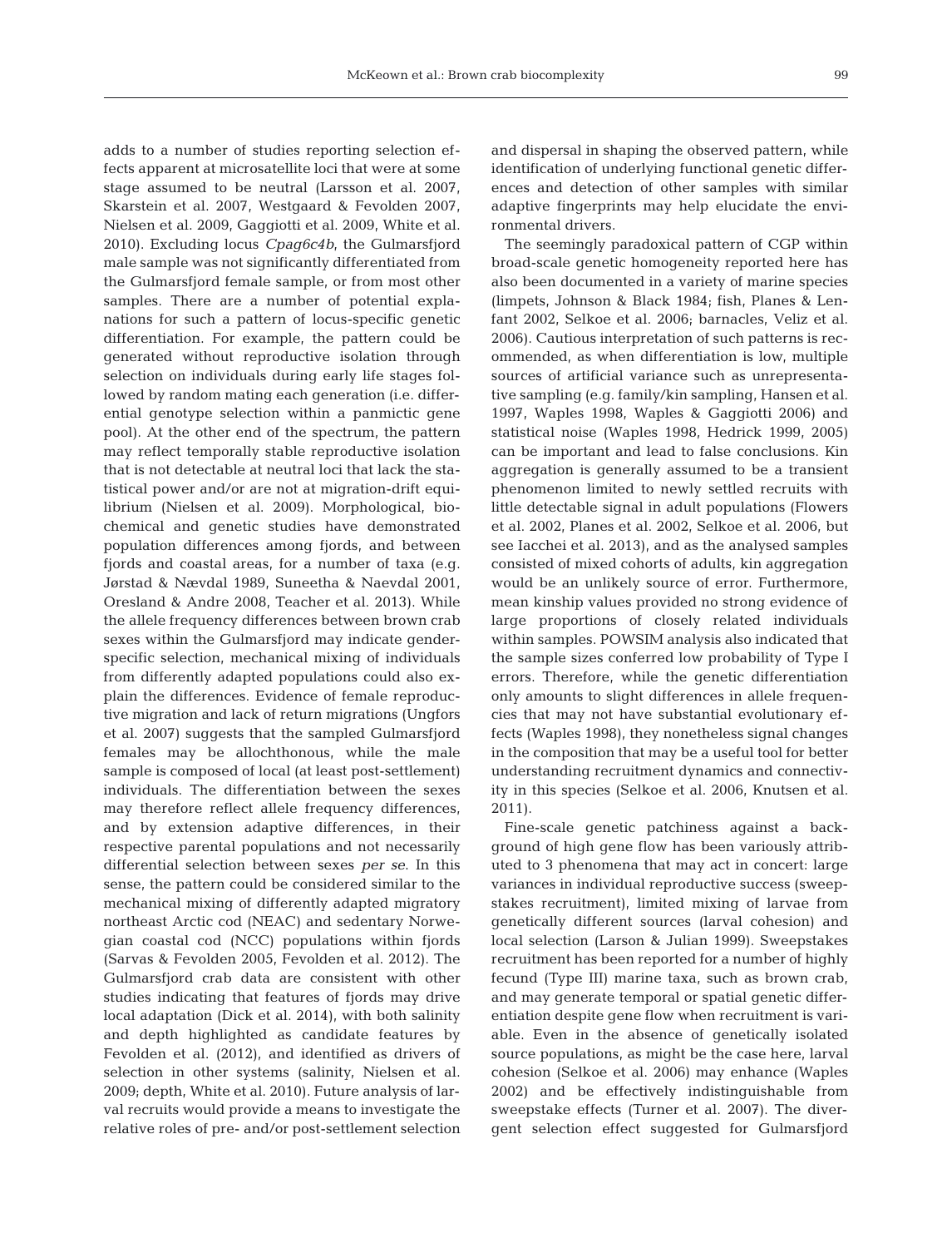adds to a number of studies reporting selection effects apparent at microsatellite loci that were at some stage assumed to be neutral (Larsson et al. 2007, Skarstein et al. 2007, Westgaard & Fevolden 2007, Nielsen et al. 2009, Gaggiotti et al. 2009, White et al. 2010). Excluding locus *Cpag6c4b*, the Gulmarsfjord male sample was not significantly differentiated from the Gulmarsfjord female sample, or from most other samples. There are a number of potential explanations for such a pattern of locus-specific genetic differentiation. For example, the pattern could be generated without reproductive isolation through selection on individuals during early life stages followed by random mating each generation (i.e. differential genotype selection within a panmictic gene pool). At the other end of the spectrum, the pattern may reflect temporally stable reproductive isolation that is not detectable at neutral loci that lack the statistical power and/or are not at migration-drift equilibrium (Nielsen et al. 2009). Morphological, biochemical and genetic studies have demonstrated population differences among fjords, and between fjords and coastal areas, for a number of taxa (e.g. Jørstad & Nævdal 1989, Suneetha & Naevdal 2001, Oresland & Andre 2008, Teacher et al. 2013). While the allele frequency differences between brown crab sexes within the Gulmarsfjord may indicate gender-specific selection, mechanical mixing of individuals from differently adapted populations could also explain the differences. Evidence of female reproductive migration and lack of return migrations (Ungfors et al. 2007) suggests that the sampled Gulmarsfjord females may be allochthonous, while the male sample is composed of local (at least post-settlement) individuals. The differentiation between the sexes may therefore reflect allele frequency differences, and by extension adaptive differences, in their respective parental populations and not necessarily differential selection between sexes *per se*. In this sense, the pattern could be considered similar to the mechanical mixing of differently adapted migratory northeast Arctic cod (NEAC) and sedentary Norwegian coastal cod (NCC) populations within fjords (Sarvas & Fevolden 2005, Fevolden et al. 2012). The Gulmarsfjord crab data are consistent with other studies indicating that features of fjords may drive local adaptation (Dick et al. 2014), with both salinity and depth highlighted as candidate features by Fevolden et al. (2012), and identified as drivers of selection in other systems (salinity, Nielsen et al. 2009; depth, White et al. 2010). Future analysis of larval recruits would provide a means to investigate the relative roles of pre- and/or post-settlement selection and dispersal in shaping the observed pattern, while identification of underlying functional genetic differences and detection of other samples with similar adaptive fingerprints may help elucidate the environmental drivers.

The seemingly paradoxical pattern of CGP within broad-scale genetic homogeneity reported here has also been documented in a variety of marine species (limpets, Johnson & Black 1984; fish, Planes & Lenfant 2002, Selkoe et al. 2006; barnacles, Veliz et al. 2006). Cautious interpretation of such patterns is recommended, as when differentiation is low, multiple sources of artificial variance such as unrepresentative sampling (e.g. family/kin sampling, Hansen et al. 1997, Waples 1998, Waples & Gaggiotti 2006) and statistical noise (Waples 1998, Hedrick 1999, 2005) can be important and lead to false conclusions. Kin aggregation is generally assumed to be a transient phenomenon limited to newly settled recruits with little detectable signal in adult populations (Flowers et al. 2002, Planes et al. 2002, Selkoe et al. 2006, but see Iacchei et al. 2013), and as the analysed samples consisted of mixed cohorts of adults, kin aggregation would be an unlikely source of error. Furthermore, mean kinship values provided no strong evidence of large proportions of closely related individuals within samples. POWSIM analysis also indicated that the sample sizes conferred low probability of Type I errors. Therefore, while the genetic differentiation only amounts to slight differences in allele frequencies that may not have substantial evolutionary effects (Waples 1998), they nonetheless signal changes in the composition that may be a useful tool for better understanding recruitment dynamics and connectivity in this species (Selkoe et al. 2006, Knutsen et al. 2011).

Fine-scale genetic patchiness against a background of high gene flow has been variously attributed to 3 phenomena that may act in concert: large variances in individual reproductive success (sweepstakes recruitment), limited mixing of larvae from genetically different sources (larval cohesion) and local selection (Larson & Julian 1999). Sweepstakes recruitment has been reported for a number of highly fecund (Type III) marine taxa, such as brown crab, and may generate temporal or spatial genetic differentiation despite gene flow when recruitment is variable. Even in the absence of genetically isolated source populations, as might be the case here, larval cohesion (Selkoe et al. 2006) may enhance (Waples 2002) and be effectively indistinguishable from sweepstake effects (Turner et al. 2007). The divergent selection effect suggested for Gulmarsfjord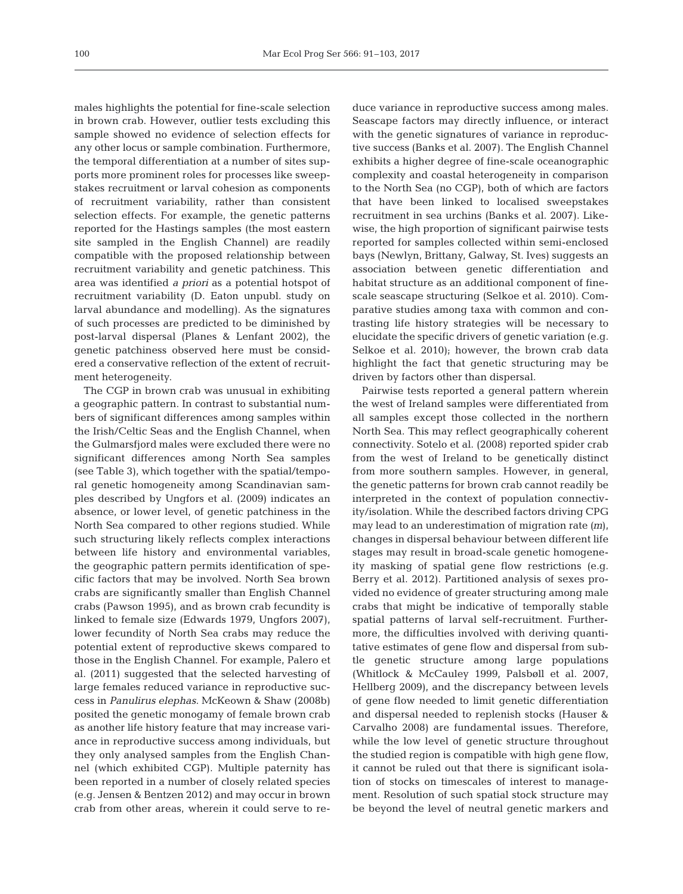males highlights the potential for fine-scale selection in brown crab. However, outlier tests excluding this sample showed no evidence of selection effects for any other locus or sample combination. Furthermore, the temporal differentiation at a number of sites supports more prominent roles for processes like sweepstakes recruitment or larval cohesion as components of recruitment variability, rather than consistent selection effects. For example, the genetic patterns reported for the Hastings samples (the most eastern site sampled in the English Channel) are readily compatible with the proposed relationship between recruitment variability and genetic patchiness. This area was identified *a priori* as a potential hotspot of recruitment variability (D. Eaton unpubl. study on larval abundance and modelling). As the signatures of such processes are predicted to be diminished by post-larval dispersal (Planes & Lenfant 2002), the genetic patchiness observed here must be considered a conservative reflection of the extent of recruitment heterogeneity.

The CGP in brown crab was unusual in exhibiting a geographic pattern. In contrast to substantial numbers of significant differences among samples within the Irish/Celtic Seas and the English Channel, when the Gulmarsfjord males were excluded there were no significant differences among North Sea samples (see Table 3), which together with the spatial/temporal genetic homogeneity among Scandinavian samples described by Ungfors et al. (2009) indicates an absence, or lower level, of genetic patchiness in the North Sea compared to other regions studied. While such structuring likely reflects complex interactions between life history and environmental variables, the geographic pattern permits identification of specific factors that may be involved. North Sea brown crabs are significantly smaller than English Channel crabs (Pawson 1995), and as brown crab fecundity is linked to female size (Edwards 1979, Ungfors 2007), lower fecundity of North Sea crabs may reduce the potential extent of reproductive skews compared to those in the English Channel. For example, Palero et al. (2011) suggested that the selected harvesting of large females reduced variance in reproductive success in *Panulirus elephas*. McKeown & Shaw (2008b) posited the genetic monogamy of female brown crab as another life history feature that may increase variance in reproductive success among individuals, but they only analysed samples from the English Channel (which exhibited CGP). Multiple paternity has been reported in a number of closely related species (e.g. Jensen & Bentzen 2012) and may occur in brown crab from other areas, wherein it could serve to reduce variance in reproductive success among males. Seascape factors may directly influence, or interact with the genetic signatures of variance in reproductive success (Banks et al. 2007). The English Channel exhibits a higher degree of fine-scale oceanographic complexity and coastal heterogeneity in comparison to the North Sea (no CGP), both of which are factors that have been linked to localised sweepstakes recruitment in sea urchins (Banks et al. 2007). Likewise, the high proportion of significant pairwise tests reported for samples collected within semi-enclosed bays (Newlyn, Brittany, Galway, St. Ives) suggests an association between genetic differentiation and habitat structure as an additional component of fine-scale seascape structuring (Selkoe et al. 2010). Comparative studies among taxa with common and contrasting life history strategies will be necessary to elucidate the specific drivers of genetic variation (e.g. Selkoe et al. 2010); however, the brown crab data highlight the fact that genetic structuring may be driven by factors other than dispersal.

Pairwise tests reported a general pattern wherein the west of Ireland samples were differentiated from all samples except those collected in the northern North Sea. This may reflect geographically coherent connectivity. Sotelo et al. (2008) reported spider crab from the west of Ireland to be genetically distinct from more southern samples. However, in general, the genetic patterns for brown crab cannot readily be interpreted in the context of population connectivity/isolation. While the described factors driving CPG may lead to an underestimation of migration rate ($m$), changes in dispersal behaviour between different life stages may result in broad-scale genetic homogeneity masking of spatial gene flow restrictions (e.g. Berry et al. 2012). Partitioned analysis of sexes provided no evidence of greater structuring among male crabs that might be indicative of temporally stable spatial patterns of larval self-recruitment. Furthermore, the difficulties involved with deriving quantitative estimates of gene flow and dispersal from subtle genetic structure among large populations (Whitlock & McCauley 1999, Palsbøll et al. 2007, Hellberg 2009), and the discrepancy between levels of gene flow needed to limit genetic differentiation and dispersal needed to replenish stocks (Hauser & Carvalho 2008) are fundamental issues. Therefore, while the low level of genetic structure throughout the studied region is compatible with high gene flow, it cannot be ruled out that there is significant isolation of stocks on timescales of interest to management. Resolution of such spatial stock structure may be beyond the level of neutral genetic markers and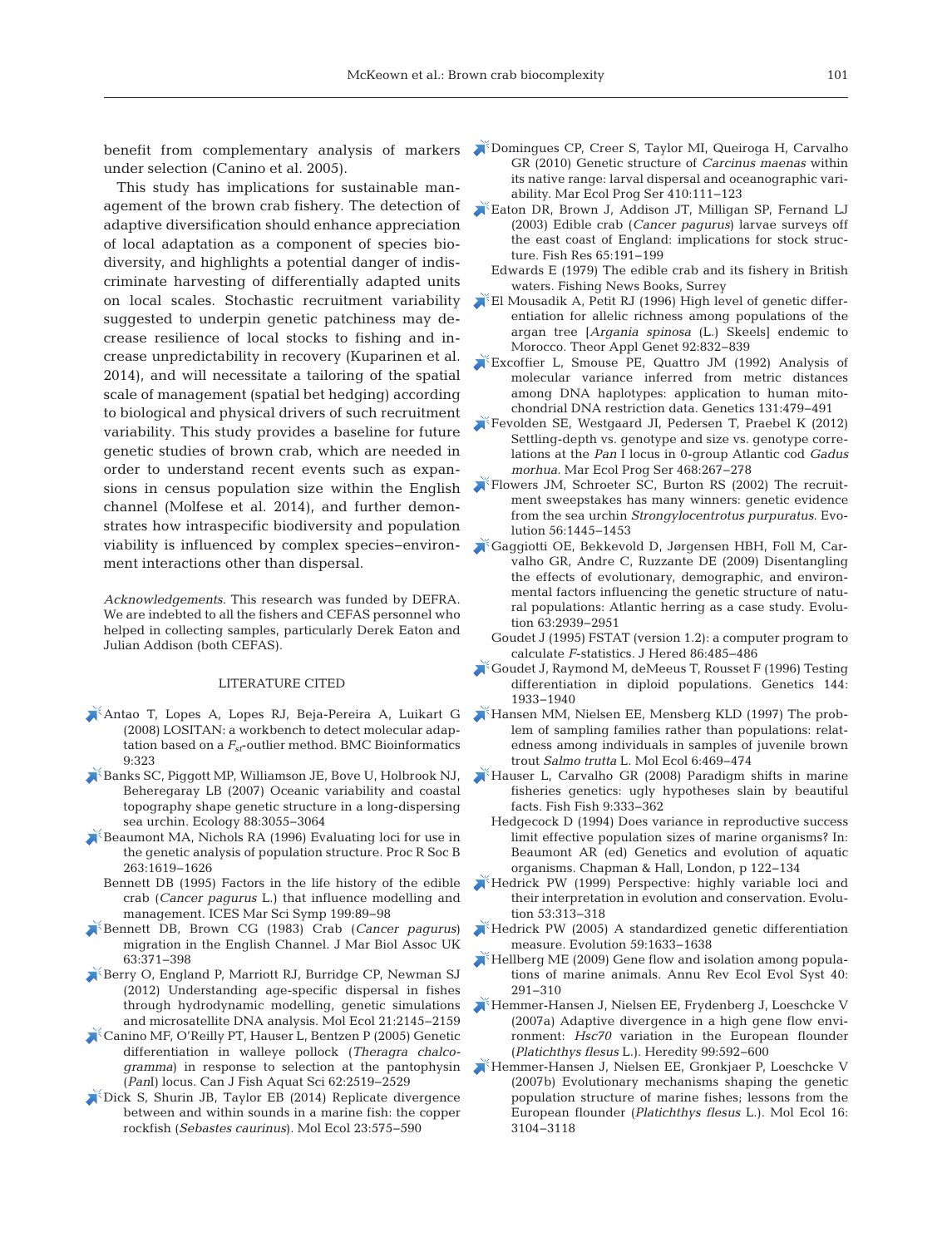benefit from complementary analysis of markers under selection (Canino et al. 2005).

This study has implications for sustainable management of the brown crab fishery. The detection of adaptive diversification should enhance appreciation of local adaptation as a component of species biodiversity, and highlights a potential danger of indiscriminate harvesting of differentially adapted units on local scales. Stochastic recruitment variability suggested to underpin genetic patchiness may decrease resilience of local stocks to fishing and increase unpredictability in recovery (Kuparinen et al. 2014), and will necessitate a tailoring of the spatial scale of management (spatial bet hedging) according to biological and physical drivers of such recruitment variability. This study provides a baseline for future genetic studies of brown crab, which are needed in order to understand recent events such as expansions in census population size within the English channel (Molfese et al. 2014), and further demonstrates how intraspecific biodiversity and population viability is influenced by complex species–environment interactions other than dispersal.

*Acknowledgements*. This research was funded by DEFRA. We are indebted to all the fishers and CEFAS personnel who helped in collecting samples, particularly Derek Eaton and Julian Addison (both CEFAS).

## LITERATURE CITED

- Antao T, Lopes A, Lopes RJ, Beja-Pereira A, Luikart G (2008) LOSITAN: a workbench to detect molecular adaptation based on a $F_{st}$-outlier method. BMC Bioinformatics 9:323
- Banks SC, Piggott MP, Williamson JE, Bove U, Holbrook NJ, Beheregaray LB (2007) Oceanic variability and coastal topography shape genetic structure in a long-dispersing sea urchin. Ecology 88:3055–3064
- Beaumont MA, Nichols RA (1996) Evaluating loci for use in the genetic analysis of population structure. Proc R Soc B 263:1619–1626
- Bennett DB (1995) Factors in the life history of the edible crab (*Cancer pagurus* L.) that influence modelling and management. ICES Mar Sci Symp 199:89–98
- Bennett DB, Brown CG (1983) Crab (*Cancer pagurus*) migration in the English Channel. J Mar Biol Assoc UK 63:371–398
- Berry O, England P, Marriott RJ, Burridge CP, Newman SJ (2012) Understanding age-specific dispersal in fishes through hydrodynamic modelling, genetic simulations and microsatellite DNA analysis. Mol Ecol 21:2145–2159
- Canino MF, O'Reilly PT, Hauser L, Bentzen P (2005) Genetic differentiation in walleye pollock (*Theragra chalcogramma*) in response to selection at the pantophysin (*Pan*I) locus. Can J Fish Aquat Sci 62:2519–2529
- Dick S, Shurin JB, Taylor EB (2014) Replicate divergence between and within sounds in a marine fish: the copper rockfish (*Sebastes caurinus*). Mol Ecol 23:575–590
- Domingues CP, Creer S, Taylor MI, Queiroga H, Carvalho GR (2010) Genetic structure of *Carcinus maenas* within its native range: larval dispersal and oceanographic variability. Mar Ecol Prog Ser 410:111–123
- Eaton DR, Brown J, Addison JT, Milligan SP, Fernand LJ (2003) Edible crab (*Cancer pagurus*) larvae surveys off the east coast of England: implications for stock structure. Fish Res 65:191–199
- Edwards E (1979) The edible crab and its fishery in British waters. Fishing News Books, Surrey
- El Mousadik A, Petit RJ (1996) High level of genetic differentiation for allelic richness among populations of the argan tree [*Argania spinosa* (L.) Skeels] endemic to Morocco. Theor Appl Genet 92:832–839
- Excoffier L, Smouse PE, Quattro JM (1992) Analysis of molecular variance inferred from metric distances among DNA haplotypes: application to human mitochondrial DNA restriction data. Genetics 131:479–491
- Fevolden SE, Westgaard JI, Pedersen T, Praebel K (2012) Settling-depth vs. genotype and size vs. genotype correlations at the *Pan* I locus in 0-group Atlantic cod *Gadus morhua*. Mar Ecol Prog Ser 468:267–278
- Flowers JM, Schroeter SC, Burton RS (2002) The recruitment sweepstakes has many winners: genetic evidence from the sea urchin *Strongylocentrotus purpuratus*. Evolution 56:1445–1453
- Gaggiotti OE, Bekkevold D, Jørgensen HBH, Foll M, Carvalho GR, Andre C, Ruzzante DE (2009) Disentangling the effects of evolutionary, demographic, and environmental factors influencing the genetic structure of natural populations: Atlantic herring as a case study. Evolution 63:2939–2951
- Goudet J (1995) FSTAT (version 1.2): a computer program to calculate *F*-statistics. J Hered 86:485–486
- Goudet J, Raymond M, deMeeus T, Rousset F (1996) Testing differentiation in diploid populations. Genetics 144: 1933–1940
- Hansen MM, Nielsen EE, Mensberg KLD (1997) The problem of sampling families rather than populations: relatedness among individuals in samples of juvenile brown trout *Salmo trutta* L. Mol Ecol 6:469–474
- Hauser L, Carvalho GR (2008) Paradigm shifts in marine fisheries genetics: ugly hypotheses slain by beautiful facts. Fish Fish 9:333–362
- Hedgecock D (1994) Does variance in reproductive success limit effective population sizes of marine organisms? In: Beaumont AR (ed) Genetics and evolution of aquatic organisms. Chapman & Hall, London, p 122–134
- Hedrick PW (1999) Perspective: highly variable loci and their interpretation in evolution and conservation. Evolution 53:313–318
- Hedrick PW (2005) A standardized genetic differentiation measure. Evolution 59:1633–1638
- Hellberg ME (2009) Gene flow and isolation among populations of marine animals. Annu Rev Ecol Evol Syst 40: 291–310
- Hemmer-Hansen J, Nielsen EE, Frydenberg J, Loeschcke V (2007a) Adaptive divergence in a high gene flow environment: *Hsc70* variation in the European flounder (*Platichthys flesus* L.). Heredity 99:592–600
- Hemmer-Hansen J, Nielsen EE, Gronkjaer P, Loeschcke V (2007b) Evolutionary mechanisms shaping the genetic population structure of marine fishes; lessons from the European flounder (*Platichthys flesus* L.). Mol Ecol 16: 3104–3118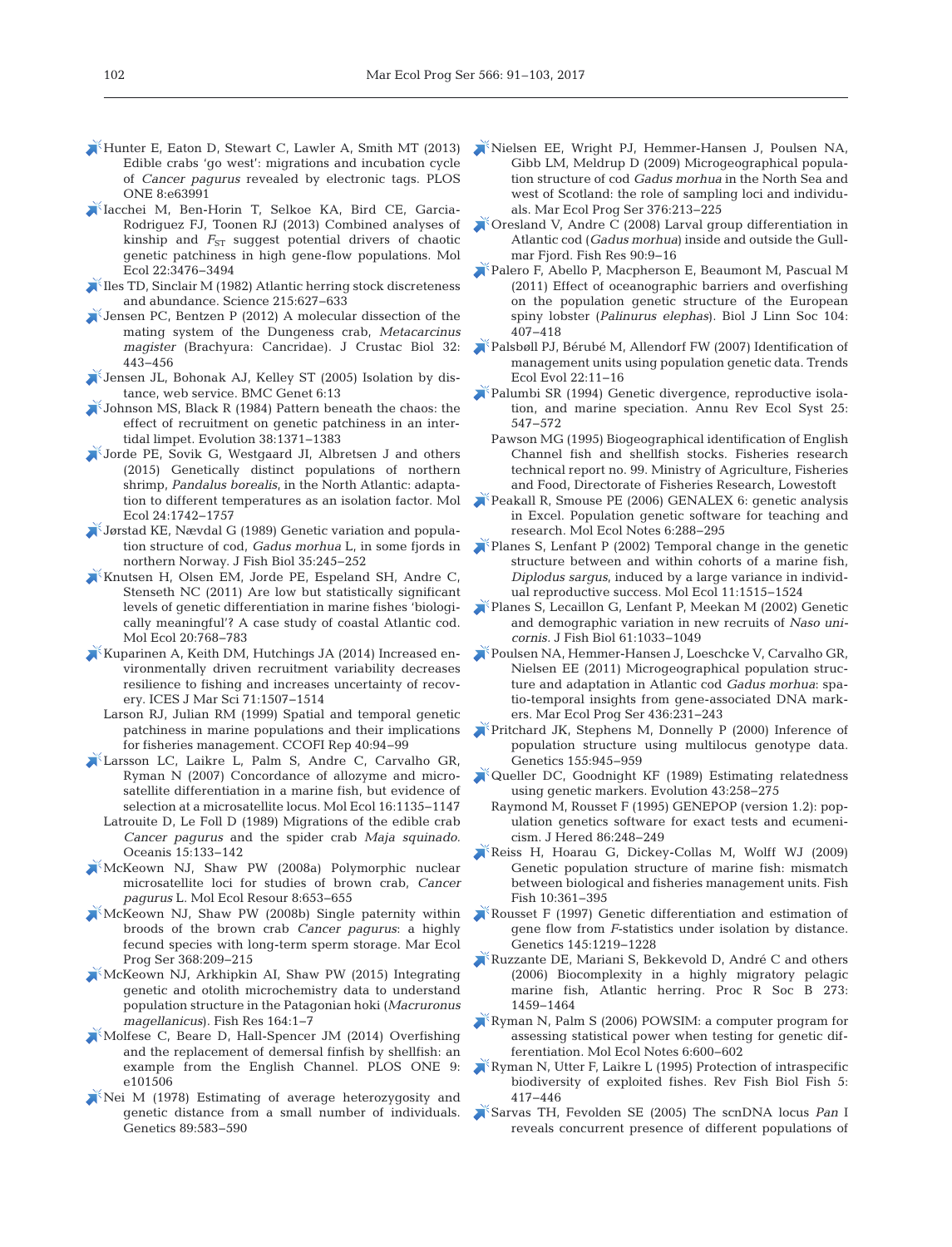Hunter E, Eaton D, Stewart C, Lawler A, Smith MT (2013) Edible crabs 'go west': migrations and incubation cycle of *Cancer pagurus* revealed by electronic tags. PLOS ONE 8:e63991

Iacchei M, Ben-Horin T, Selkoe KA, Bird CE, Garcia-Rodriguez FJ, Toonen RJ (2013) Combined analyses of kinship and $F_{ST}$ suggest potential drivers of chaotic genetic patchiness in high gene-flow populations. Mol Ecol 22:3476−3494

Iles TD, Sinclair M (1982) Atlantic herring stock discreteness and abundance. Science 215:627−633

Jensen PC, Bentzen P (2012) A molecular dissection of the mating system of the Dungeness crab, *Metacarcinus magister* (Brachyura: Cancridae). J Crustac Biol 32: 443−456

Jensen JL, Bohonak AJ, Kelley ST (2005) Isolation by distance, web service. BMC Genet 6:13

Johnson MS, Black R (1984) Pattern beneath the chaos: the effect of recruitment on genetic patchiness in an intertidal limpet. Evolution 38:1371−1383

Jorde PE, Sovik G, Westgaard JI, Albretsen J and others (2015) Genetically distinct populations of northern shrimp, *Pandalus borealis*, in the North Atlantic: adaptation to different temperatures as an isolation factor. Mol Ecol 24:1742−1757

Jørstad KE, Nævdal G (1989) Genetic variation and population structure of cod, *Gadus morhua* L, in some fjords in northern Norway. J Fish Biol 35:245−252

Knutsen H, Olsen EM, Jorde PE, Espeland SH, Andre C, Stenseth NC (2011) Are low but statistically significant levels of genetic differentiation in marine fishes 'biologically meaningful'? A case study of coastal Atlantic cod. Mol Ecol 20:768−783

Kuparinen A, Keith DM, Hutchings JA (2014) Increased environmentally driven recruitment variability decreases resilience to fishing and increases uncertainty of recovery. ICES J Mar Sci 71:1507−1514

Larson RJ, Julian RM (1999) Spatial and temporal genetic patchiness in marine populations and their implications for fisheries management. CCOFI Rep 40:94−99

Larsson LC, Laikre L, Palm S, Andre C, Carvalho GR, Ryman N (2007) Concordance of allozyme and microsatellite differentiation in a marine fish, but evidence of selection at a microsatellite locus. Mol Ecol 16:1135−1147

Latrouite D, Le Foll D (1989) Migrations of the edible crab *Cancer pagurus* and the spider crab *Maja squinado*. Oceanis 15:133−142

McKeown NJ, Shaw PW (2008a) Polymorphic nuclear microsatellite loci for studies of brown crab, *Cancer pagurus* L. Mol Ecol Resour 8:653−655

McKeown NJ, Shaw PW (2008b) Single paternity within broods of the brown crab *Cancer pagurus*: a highly fecund species with long-term sperm storage. Mar Ecol Prog Ser 368:209−215

McKeown NJ, Arkhipkin AI, Shaw PW (2015) Integrating genetic and otolith microchemistry data to understand population structure in the Patagonian hoki (*Macruronus magellanicus*). Fish Res 164:1−7

Molfese C, Beare D, Hall-Spencer JM (2014) Overfishing and the replacement of demersal finfish by shellfish: an example from the English Channel. PLOS ONE 9: e101506

Nei M (1978) Estimating of average heterozygosity and genetic distance from a small number of individuals. Genetics 89:583−590

Nielsen EE, Wright PJ, Hemmer-Hansen J, Poulsen NA, Gibb LM, Meldrup D (2009) Microgeographical population structure of cod *Gadus morhua* in the North Sea and west of Scotland: the role of sampling loci and individuals. Mar Ecol Prog Ser 376:213−225

Oresland V, Andre C (2008) Larval group differentiation in Atlantic cod (*Gadus morhua*) inside and outside the Gullmar Fjord. Fish Res 90:9−16

Palero F, Abello P, Macpherson E, Beaumont M, Pascual M (2011) Effect of oceanographic barriers and overfishing on the population genetic structure of the European spiny lobster (*Palinurus elephas*). Biol J Linn Soc 104: 407−418

Palsbøll PJ, Bérubé M, Allendorf FW (2007) Identification of management units using population genetic data. Trends Ecol Evol 22:11−16

Palumbi SR (1994) Genetic divergence, reproductive isolation, and marine speciation. Annu Rev Ecol Syst 25: 547−572

Pawson MG (1995) Biogeographical identification of English Channel fish and shellfish stocks. Fisheries research technical report no. 99. Ministry of Agriculture, Fisheries and Food, Directorate of Fisheries Research, Lowestoft

Peakall R, Smouse PE (2006) GENALEX 6: genetic analysis in Excel. Population genetic software for teaching and research. Mol Ecol Notes 6:288−295

Planes S, Lenfant P (2002) Temporal change in the genetic structure between and within cohorts of a marine fish, *Diplodus sargus*, induced by a large variance in individual reproductive success. Mol Ecol 11:1515−1524

Planes S, Lecaillon G, Lenfant P, Meekan M (2002) Genetic and demographic variation in new recruits of *Naso unicornis*. J Fish Biol 61:1033−1049

Poulsen NA, Hemmer-Hansen J, Loeschcke V, Carvalho GR, Nielsen EE (2011) Microgeographical population structure and adaptation in Atlantic cod *Gadus morhua*: spatio-temporal insights from gene-associated DNA markers. Mar Ecol Prog Ser 436:231−243

Pritchard JK, Stephens M, Donnelly P (2000) Inference of population structure using multilocus genotype data. Genetics 155:945−959

Queller DC, Goodnight KF (1989) Estimating relatedness using genetic markers. Evolution 43:258−275

Raymond M, Rousset F (1995) GENEPOP (version 1.2): population genetics software for exact tests and ecumenicism. J Hered 86:248−249

Reiss H, Hoarau G, Dickey-Collas M, Wolff WJ (2009) Genetic population structure of marine fish: mismatch between biological and fisheries management units. Fish Fish 10:361−395

Rousset F (1997) Genetic differentiation and estimation of gene flow from *F*-statistics under isolation by distance. Genetics 145:1219−1228

Ruzzante DE, Mariani S, Bekkevold D, André C and others (2006) Biocomplexity in a highly migratory pelagic marine fish, Atlantic herring. Proc R Soc B 273: 1459−1464

Ryman N, Palm S (2006) POWSIM: a computer program for assessing statistical power when testing for genetic differentiation. Mol Ecol Notes 6:600−602

Ryman N, Utter F, Laikre L (1995) Protection of intraspecific biodiversity of exploited fishes. Rev Fish Biol Fish 5: 417−446

Sarvas TH, Fevolden SE (2005) The scnDNA locus *Pan* I reveals concurrent presence of different populations of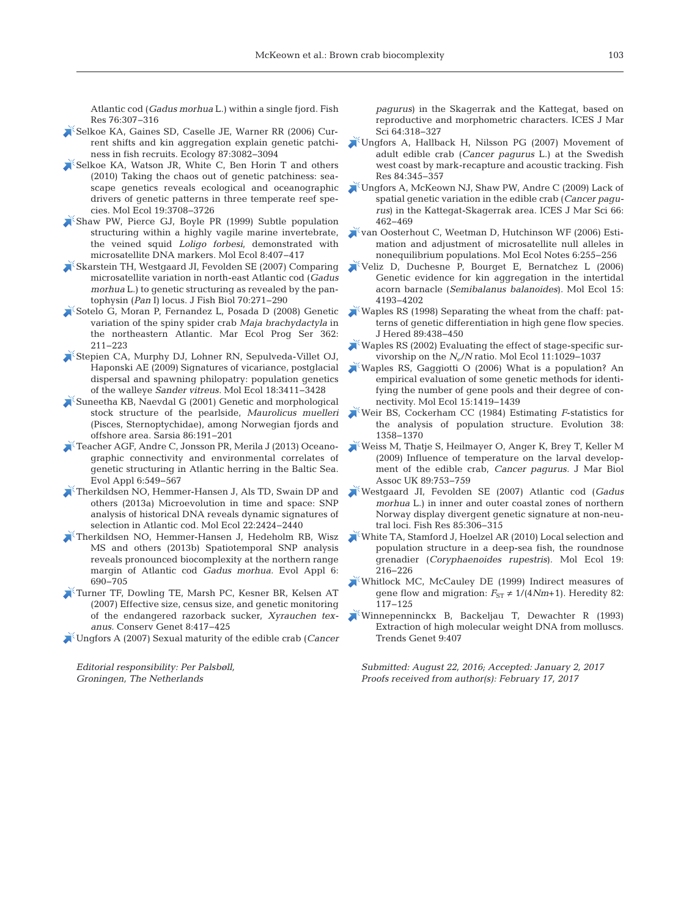Atlantic cod (*Gadus morhua* L.) within a single fjord. Fish Res 76:307–316

Selkoe KA, Gaines SD, Caselle JE, Warner RR (2006) Current shifts and kin aggregation explain genetic patchiness in fish recruits. Ecology 87:3082–3094

Selkoe KA, Watson JR, White C, Ben Horin T and others (2010) Taking the chaos out of genetic patchiness: seascape genetics reveals ecological and oceanographic drivers of genetic patterns in three temperate reef species. Mol Ecol 19:3708–3726

Shaw PW, Pierce GJ, Boyle PR (1999) Subtle population structuring within a highly vagile marine invertebrate, the veined squid *Loligo forbesi*, demonstrated with microsatellite DNA markers. Mol Ecol 8:407–417

Skarstein TH, Westgaard JI, Fevolden SE (2007) Comparing microsatellite variation in north-east Atlantic cod (*Gadus morhua* L.) to genetic structuring as revealed by the pantophysin (*Pan* I) locus. J Fish Biol 70:271–290

Sotelo G, Moran P, Fernandez L, Posada D (2008) Genetic variation of the spiny spider crab *Maja brachydactyla* in the northeastern Atlantic. Mar Ecol Prog Ser 362:211–223

Stepien CA, Murphy DJ, Lohner RN, Sepulveda-Villet OJ, Haponski AE (2009) Signatures of vicariance, postglacial dispersal and spawning philopatry: population genetics of the walleye *Sander vitreus*. Mol Ecol 18:3411–3428

Suneetha KB, Naevdal G (2001) Genetic and morphological stock structure of the pearlside, *Maurolicus muelleri* (Pisces, Sternoptychidae), among Norwegian fjords and offshore area. Sarsia 86:191–201

Teacher AGF, Andre C, Jonsson PR, Merila J (2013) Oceanographic connectivity and environmental correlates of genetic structuring in Atlantic herring in the Baltic Sea. Evol Appl 6:549–567

Therkildsen NO, Hemmer-Hansen J, Als TD, Swain DP and others (2013a) Microevolution in time and space: SNP analysis of historical DNA reveals dynamic signatures of selection in Atlantic cod. Mol Ecol 22:2424–2440

Therkildsen NO, Hemmer-Hansen J, Hedeholm RB, Wisz MS and others (2013b) Spatiotemporal SNP analysis reveals pronounced biocomplexity at the northern range margin of Atlantic cod *Gadus morhua*. Evol Appl 6:690–705

Turner TF, Dowling TE, Marsh PC, Kesner BR, Kelsen AT (2007) Effective size, census size, and genetic monitoring of the endangered razorback sucker, *Xyrauchen texanus*. Conserv Genet 8:417–425

Ungfors A (2007) Sexual maturity of the edible crab (*Cancer pagurus*) in the Skagerrak and the Kattegat, based on reproductive and morphometric characters. ICES J Mar Sci 64:318–327

Ungfors A, Hallback H, Nilsson PG (2007) Movement of adult edible crab (*Cancer pagurus* L.) at the Swedish west coast by mark-recapture and acoustic tracking. Fish Res 84:345–357

Ungfors A, McKeown NJ, Shaw PW, Andre C (2009) Lack of spatial genetic variation in the edible crab (*Cancer pagurus*) in the Kattegat-Skagerrak area. ICES J Mar Sci 66:462–469

van Oosterhout C, Weetman D, Hutchinson WF (2006) Estimation and adjustment of microsatellite null alleles in nonequilibrium populations. Mol Ecol Notes 6:255–256

Veliz D, Duchesne P, Bourget E, Bernatchez L (2006) Genetic evidence for kin aggregation in the intertidal acorn barnacle (*Semibalanus balanoides*). Mol Ecol 15:4193–4202

Waples RS (1998) Separating the wheat from the chaff: patterns of genetic differentiation in high gene flow species. J Hered 89:438–450

Waples RS (2002) Evaluating the effect of stage-specific survivorship on the $N_e/N$ ratio. Mol Ecol 11:1029–1037

Waples RS, Gaggiotti O (2006) What is a population? An empirical evaluation of some genetic methods for identifying the number of gene pools and their degree of connectivity. Mol Ecol 15:1419–1439

Weir BS, Cockerham CC (1984) Estimating *F*-statistics for the analysis of population structure. Evolution 38:1358–1370

Weiss M, Thatje S, Heilmayer O, Anger K, Brey T, Keller M (2009) Influence of temperature on the larval development of the edible crab, *Cancer pagurus*. J Mar Biol Assoc UK 89:753–759

Westgaard JI, Fevolden SE (2007) Atlantic cod (*Gadus morhua* L.) in inner and outer coastal zones of northern Norway display divergent genetic signature at non-neutral loci. Fish Res 85:306–315

White TA, Stamford J, Hoelzel AR (2010) Local selection and population structure in a deep-sea fish, the roundnose grenadier (*Coryphaenoides rupestris*). Mol Ecol 19:216–226

Whitlock MC, McCauley DE (1999) Indirect measures of gene flow and migration: $F_{ST} \neq 1/(4Nm+1)$. Heredity 82:117–125

Winnepenninckx B, Backeljau T, Dewachter R (1993) Extraction of high molecular weight DNA from molluscs. Trends Genet 9:407

*Editorial responsibility: Per Palsbøll, Groningen, The Netherlands*

*Submitted: August 22, 2016; Accepted: January 2, 2017*
*Proofs received from author(s): February 17, 2017*